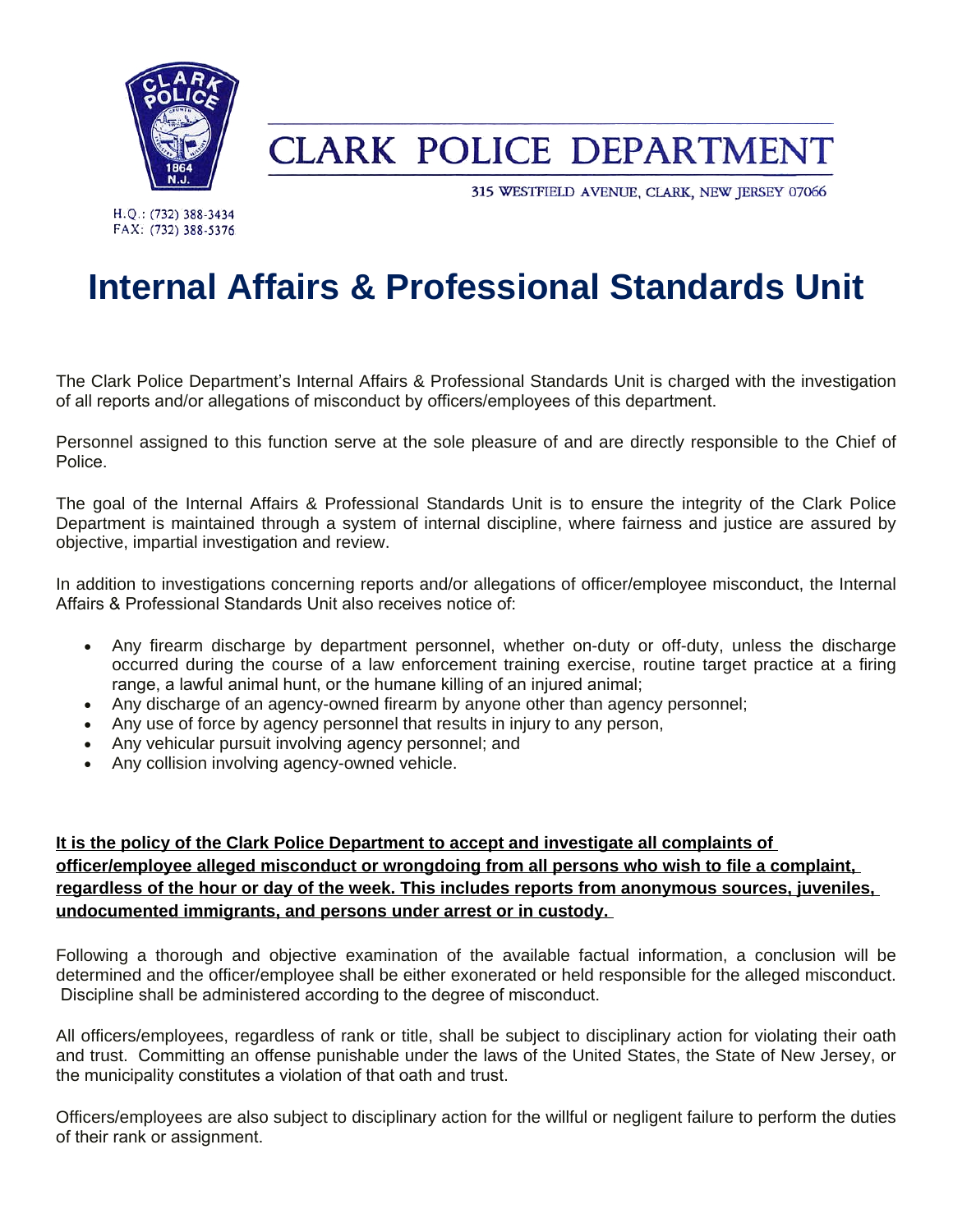# CLARK POLICE DEPARTMENT

315 WESTFIELD AVENUE, CLARK, NEW JERSEY 07066

H.Q.: (732) 388-3434
FAX: (732) 388-5376

# Internal Affairs & Professional Standards Unit

The Clark Police Department's Internal Affairs & Professional Standards Unit is charged with the investigation of all reports and/or allegations of misconduct by officers/employees of this department.

Personnel assigned to this function serve at the sole pleasure of and are directly responsible to the Chief of Police.

The goal of the Internal Affairs & Professional Standards Unit is to ensure the integrity of the Clark Police Department is maintained through a system of internal discipline, where fairness and justice are assured by objective, impartial investigation and review.

In addition to investigations concerning reports and/or allegations of officer/employee misconduct, the Internal Affairs & Professional Standards Unit also receives notice of:

- Any firearm discharge by department personnel, whether on-duty or off-duty, unless the discharge occurred during the course of a law enforcement training exercise, routine target practice at a firing range, a lawful animal hunt, or the humane killing of an injured animal;
- Any discharge of an agency-owned firearm by anyone other than agency personnel;
- Any use of force by agency personnel that results in injury to any person,
- Any vehicular pursuit involving agency personnel; and
- Any collision involving agency-owned vehicle.

**It is the policy of the Clark Police Department to accept and investigate all complaints of officer/employee alleged misconduct or wrongdoing from all persons who wish to file a complaint, regardless of the hour or day of the week. This includes reports from anonymous sources, juveniles, undocumented immigrants, and persons under arrest or in custody.**

Following a thorough and objective examination of the available factual information, a conclusion will be determined and the officer/employee shall be either exonerated or held responsible for the alleged misconduct. Discipline shall be administered according to the degree of misconduct.

All officers/employees, regardless of rank or title, shall be subject to disciplinary action for violating their oath and trust. Committing an offense punishable under the laws of the United States, the State of New Jersey, or the municipality constitutes a violation of that oath and trust.

Officers/employees are also subject to disciplinary action for the willful or negligent failure to perform the duties of their rank or assignment.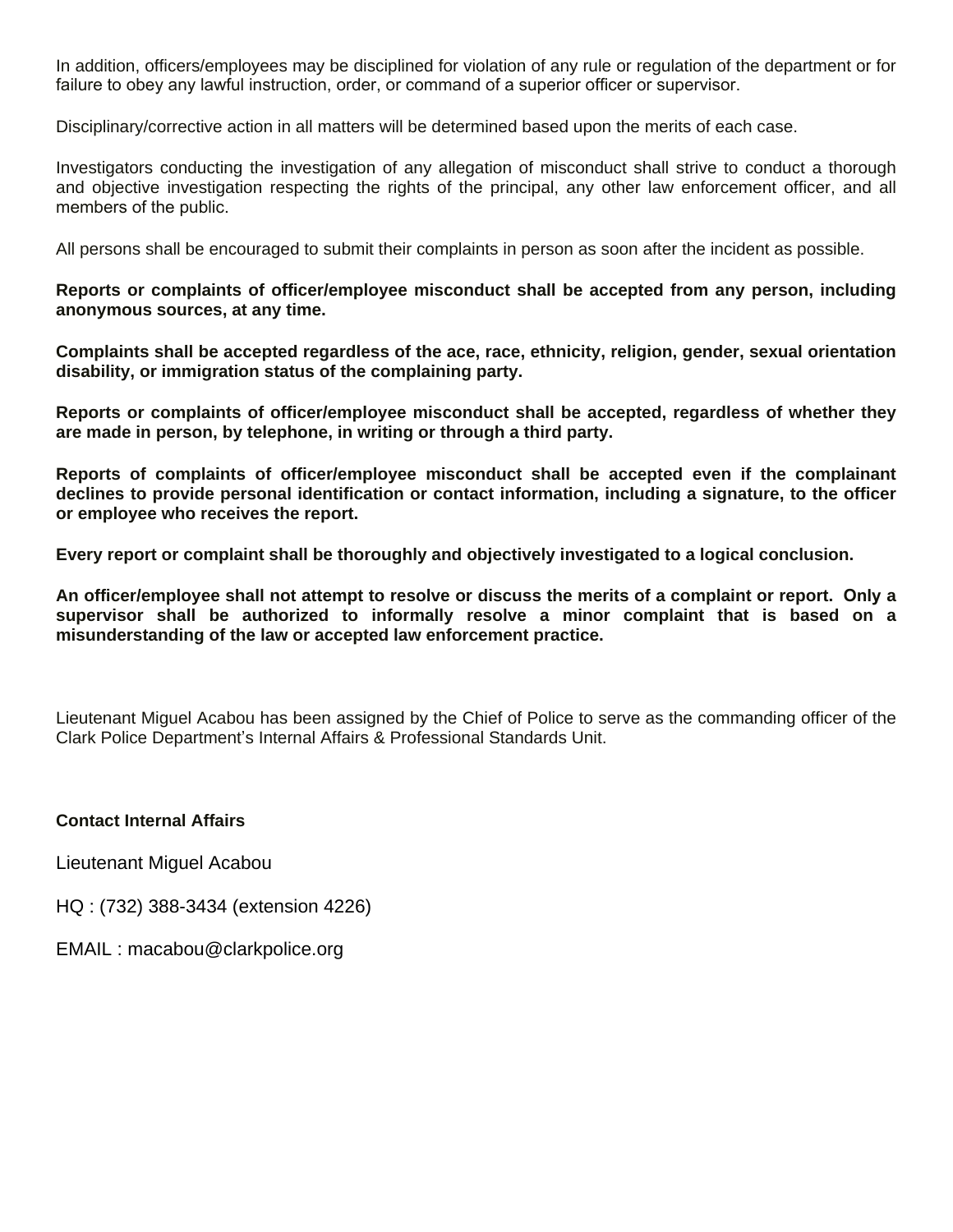In addition, officers/employees may be disciplined for violation of any rule or regulation of the department or for failure to obey any lawful instruction, order, or command of a superior officer or supervisor.

Disciplinary/corrective action in all matters will be determined based upon the merits of each case.

Investigators conducting the investigation of any allegation of misconduct shall strive to conduct a thorough and objective investigation respecting the rights of the principal, any other law enforcement officer, and all members of the public.

All persons shall be encouraged to submit their complaints in person as soon after the incident as possible.

**Reports or complaints of officer/employee misconduct shall be accepted from any person, including anonymous sources, at any time.**

**Complaints shall be accepted regardless of the ace, race, ethnicity, religion, gender, sexual orientation disability, or immigration status of the complaining party.**

**Reports or complaints of officer/employee misconduct shall be accepted, regardless of whether they are made in person, by telephone, in writing or through a third party.**

**Reports of complaints of officer/employee misconduct shall be accepted even if the complainant declines to provide personal identification or contact information, including a signature, to the officer or employee who receives the report.**

**Every report or complaint shall be thoroughly and objectively investigated to a logical conclusion.**

**An officer/employee shall not attempt to resolve or discuss the merits of a complaint or report. Only a supervisor shall be authorized to informally resolve a minor complaint that is based on a misunderstanding of the law or accepted law enforcement practice.**

Lieutenant Miguel Acabou has been assigned by the Chief of Police to serve as the commanding officer of the Clark Police Department's Internal Affairs & Professional Standards Unit.

**Contact Internal Affairs**

Lieutenant Miguel Acabou

HQ : (732) 388-3434 (extension 4226)

EMAIL : macabou@clarkpolice.org